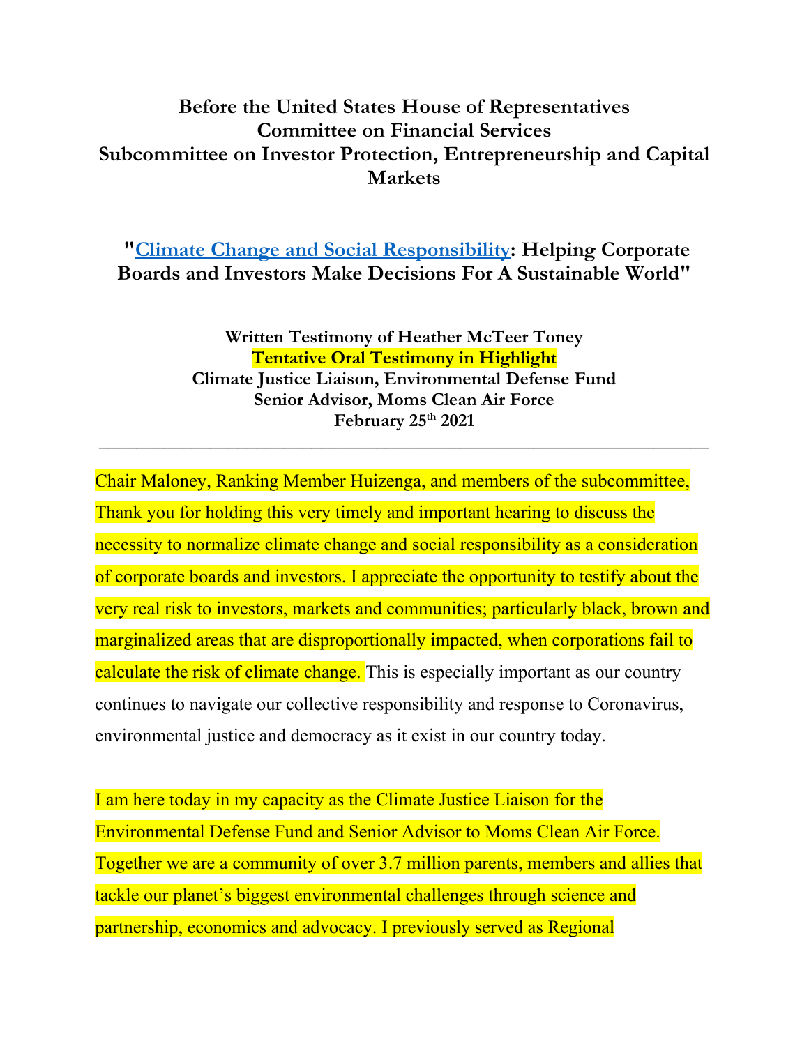**Before the United States House of Representatives**
**Committee on Financial Services**
**Subcommittee on Investor Protection, Entrepreneurship and Capital Markets**

## "Climate Change and Social Responsibility: Helping Corporate Boards and Investors Make Decisions For A Sustainable World"

**Written Testimony of Heather McTeer Toney**
**Tentative Oral Testimony in Highlight**
**Climate Justice Liaison, Environmental Defense Fund**
**Senior Advisor, Moms Clean Air Force**
**February 25th 2021**

---

Chair Maloney, Ranking Member Huizenga, and members of the subcommittee, Thank you for holding this very timely and important hearing to discuss the necessity to normalize climate change and social responsibility as a consideration of corporate boards and investors. I appreciate the opportunity to testify about the very real risk to investors, markets and communities; particularly black, brown and marginalized areas that are disproportionally impacted, when corporations fail to calculate the risk of climate change. This is especially important as our country continues to navigate our collective responsibility and response to Coronavirus, environmental justice and democracy as it exist in our country today.

I am here today in my capacity as the Climate Justice Liaison for the Environmental Defense Fund and Senior Advisor to Moms Clean Air Force. Together we are a community of over 3.7 million parents, members and allies that tackle our planet's biggest environmental challenges through science and partnership, economics and advocacy. I previously served as Regional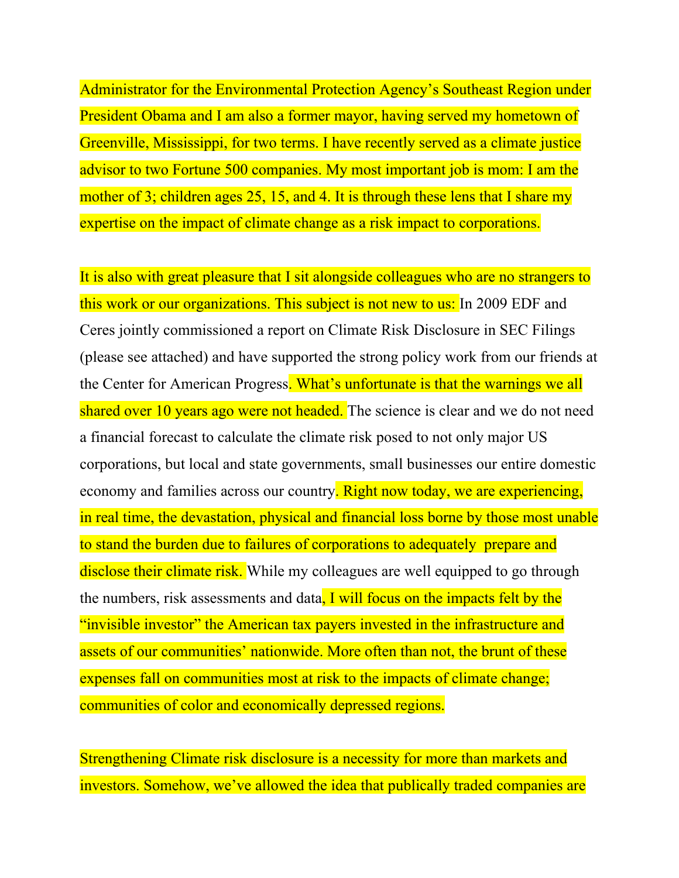Administrator for the Environmental Protection Agency's Southeast Region under President Obama and I am also a former mayor, having served my hometown of Greenville, Mississippi, for two terms. I have recently served as a climate justice advisor to two Fortune 500 companies. My most important job is mom: I am the mother of 3; children ages 25, 15, and 4. It is through these lens that I share my expertise on the impact of climate change as a risk impact to corporations.

It is also with great pleasure that I sit alongside colleagues who are no strangers to this work or our organizations. This subject is not new to us: In 2009 EDF and Ceres jointly commissioned a report on Climate Risk Disclosure in SEC Filings (please see attached) and have supported the strong policy work from our friends at the Center for American Progress. What's unfortunate is that the warnings we all shared over 10 years ago were not headed. The science is clear and we do not need a financial forecast to calculate the climate risk posed to not only major US corporations, but local and state governments, small businesses our entire domestic economy and families across our country. Right now today, we are experiencing, in real time, the devastation, physical and financial loss borne by those most unable to stand the burden due to failures of corporations to adequately prepare and disclose their climate risk. While my colleagues are well equipped to go through the numbers, risk assessments and data, I will focus on the impacts felt by the "invisible investor" the American tax payers invested in the infrastructure and assets of our communities' nationwide. More often than not, the brunt of these expenses fall on communities most at risk to the impacts of climate change; communities of color and economically depressed regions.

Strengthening Climate risk disclosure is a necessity for more than markets and investors. Somehow, we've allowed the idea that publically traded companies are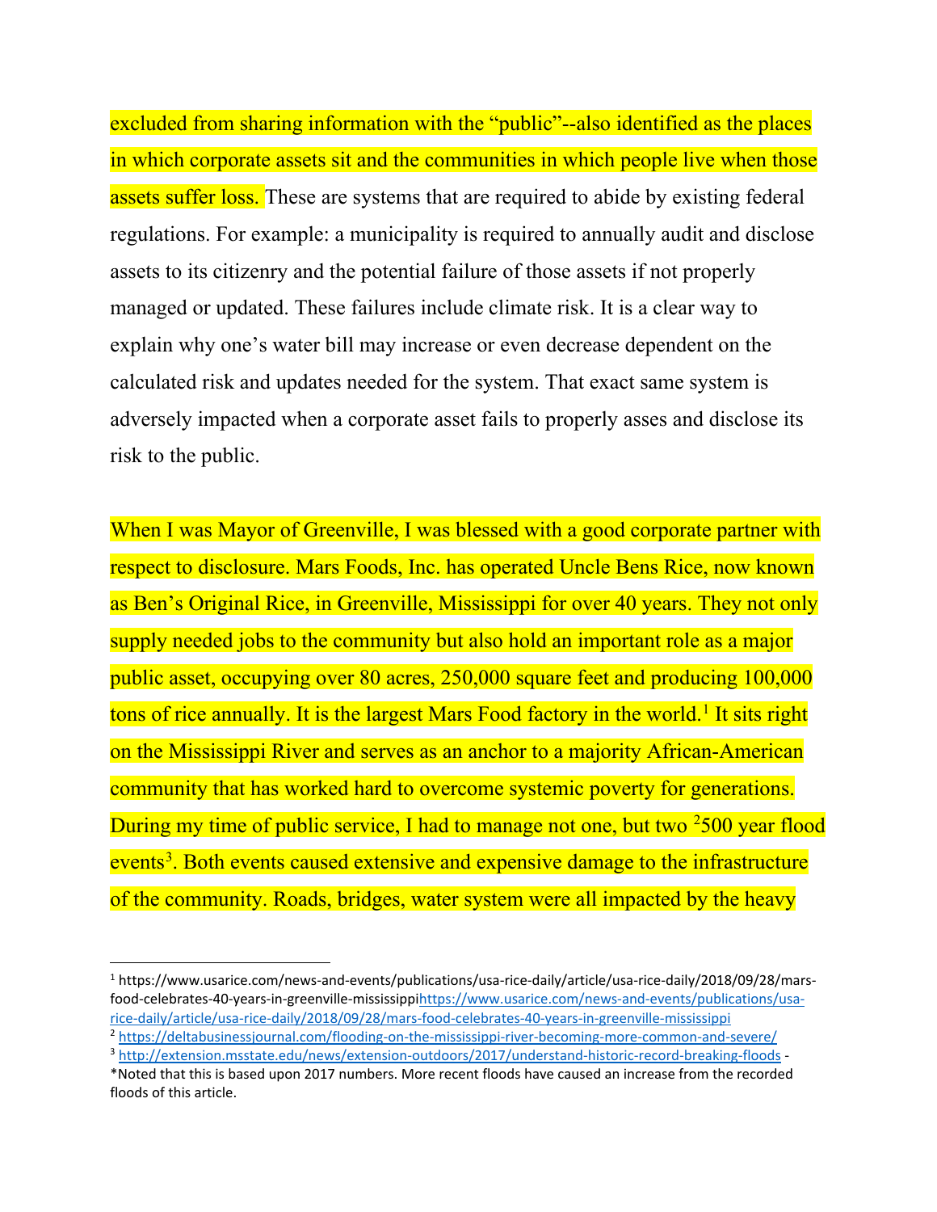excluded from sharing information with the "public"--also identified as the places in which corporate assets sit and the communities in which people live when those assets suffer loss. These are systems that are required to abide by existing federal regulations. For example: a municipality is required to annually audit and disclose assets to its citizenry and the potential failure of those assets if not properly managed or updated. These failures include climate risk. It is a clear way to explain why one's water bill may increase or even decrease dependent on the calculated risk and updates needed for the system. That exact same system is adversely impacted when a corporate asset fails to properly asses and disclose its risk to the public.

When I was Mayor of Greenville, I was blessed with a good corporate partner with respect to disclosure. Mars Foods, Inc. has operated Uncle Bens Rice, now known as Ben's Original Rice, in Greenville, Mississippi for over 40 years. They not only supply needed jobs to the community but also hold an important role as a major public asset, occupying over 80 acres, 250,000 square feet and producing 100,000 tons of rice annually. It is the largest Mars Food factory in the world.[1] It sits right on the Mississippi River and serves as an anchor to a majority African-American community that has worked hard to overcome systemic poverty for generations. During my time of public service, I had to manage not one, but two [2]500 year flood events[3]. Both events caused extensive and expensive damage to the infrastructure of the community. Roads, bridges, water system were all impacted by the heavy

---

[1] https://www.usarice.com/news-and-events/publications/usa-rice-daily/article/usa-rice-daily/2018/09/28/mars-food-celebrates-40-years-in-greenville-mississippihttps://www.usarice.com/news-and-events/publications/usa-rice-daily/article/usa-rice-daily/2018/09/28/mars-food-celebrates-40-years-in-greenville-mississippi

[2] https://deltabusinessjournal.com/flooding-on-the-mississippi-river-becoming-more-common-and-severe/

[3] http://extension.msstate.edu/news/extension-outdoors/2017/understand-historic-record-breaking-floods -
*Noted that this is based upon 2017 numbers. More recent floods have caused an increase from the recorded floods of this article.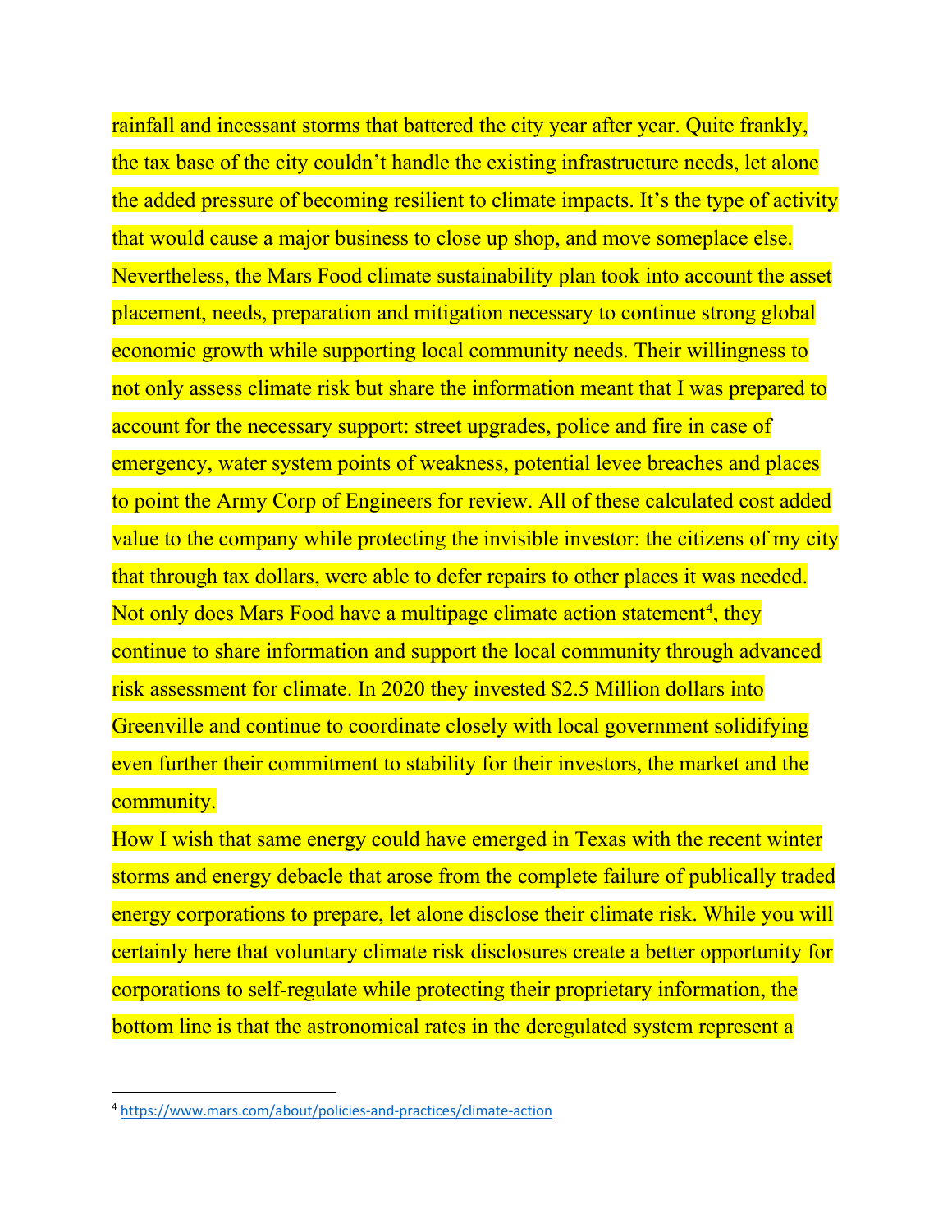rainfall and incessant storms that battered the city year after year. Quite frankly, the tax base of the city couldn't handle the existing infrastructure needs, let alone the added pressure of becoming resilient to climate impacts. It's the type of activity that would cause a major business to close up shop, and move someplace else. Nevertheless, the Mars Food climate sustainability plan took into account the asset placement, needs, preparation and mitigation necessary to continue strong global economic growth while supporting local community needs. Their willingness to not only assess climate risk but share the information meant that I was prepared to account for the necessary support: street upgrades, police and fire in case of emergency, water system points of weakness, potential levee breaches and places to point the Army Corp of Engineers for review. All of these calculated cost added value to the company while protecting the invisible investor: the citizens of my city that through tax dollars, were able to defer repairs to other places it was needed. Not only does Mars Food have a multipage climate action statement[4], they continue to share information and support the local community through advanced risk assessment for climate. In 2020 they invested $2.5 Million dollars into Greenville and continue to coordinate closely with local government solidifying even further their commitment to stability for their investors, the market and the community.

How I wish that same energy could have emerged in Texas with the recent winter storms and energy debacle that arose from the complete failure of publically traded energy corporations to prepare, let alone disclose their climate risk. While you will certainly here that voluntary climate risk disclosures create a better opportunity for corporations to self-regulate while protecting their proprietary information, the bottom line is that the astronomical rates in the deregulated system represent a

---

[4] https://www.mars.com/about/policies-and-practices/climate-action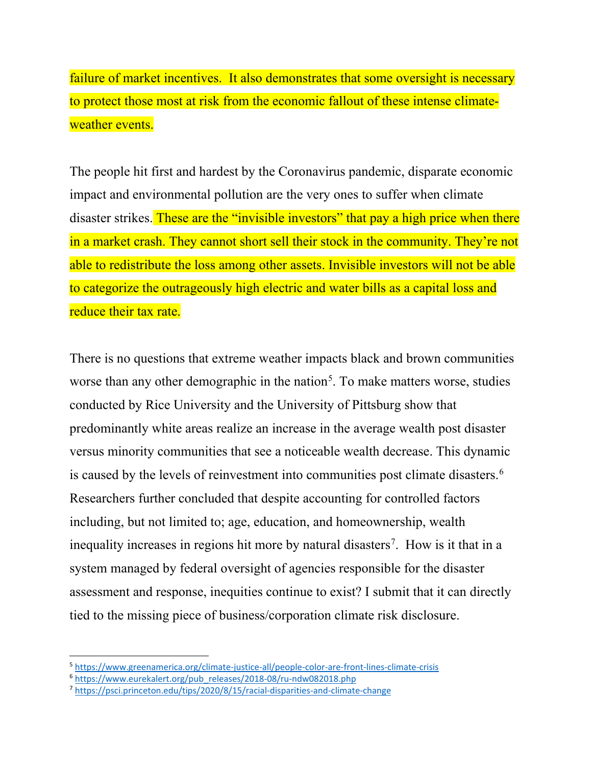failure of market incentives. It also demonstrates that some oversight is necessary to protect those most at risk from the economic fallout of these intense climate-weather events.

The people hit first and hardest by the Coronavirus pandemic, disparate economic impact and environmental pollution are the very ones to suffer when climate disaster strikes. These are the "invisible investors" that pay a high price when there in a market crash. They cannot short sell their stock in the community. They're not able to redistribute the loss among other assets. Invisible investors will not be able to categorize the outrageously high electric and water bills as a capital loss and reduce their tax rate.

There is no questions that extreme weather impacts black and brown communities worse than any other demographic in the nation[5]. To make matters worse, studies conducted by Rice University and the University of Pittsburg show that predominantly white areas realize an increase in the average wealth post disaster versus minority communities that see a noticeable wealth decrease. This dynamic is caused by the levels of reinvestment into communities post climate disasters.[6] Researchers further concluded that despite accounting for controlled factors including, but not limited to; age, education, and homeownership, wealth inequality increases in regions hit more by natural disasters[7]. How is it that in a system managed by federal oversight of agencies responsible for the disaster assessment and response, inequities continue to exist? I submit that it can directly tied to the missing piece of business/corporation climate risk disclosure.

---

[5] https://www.greenamerica.org/climate-justice-all/people-color-are-front-lines-climate-crisis

[6] https://www.eurekalert.org/pub_releases/2018-08/ru-ndw082018.php

[7] https://psci.princeton.edu/tips/2020/8/15/racial-disparities-and-climate-change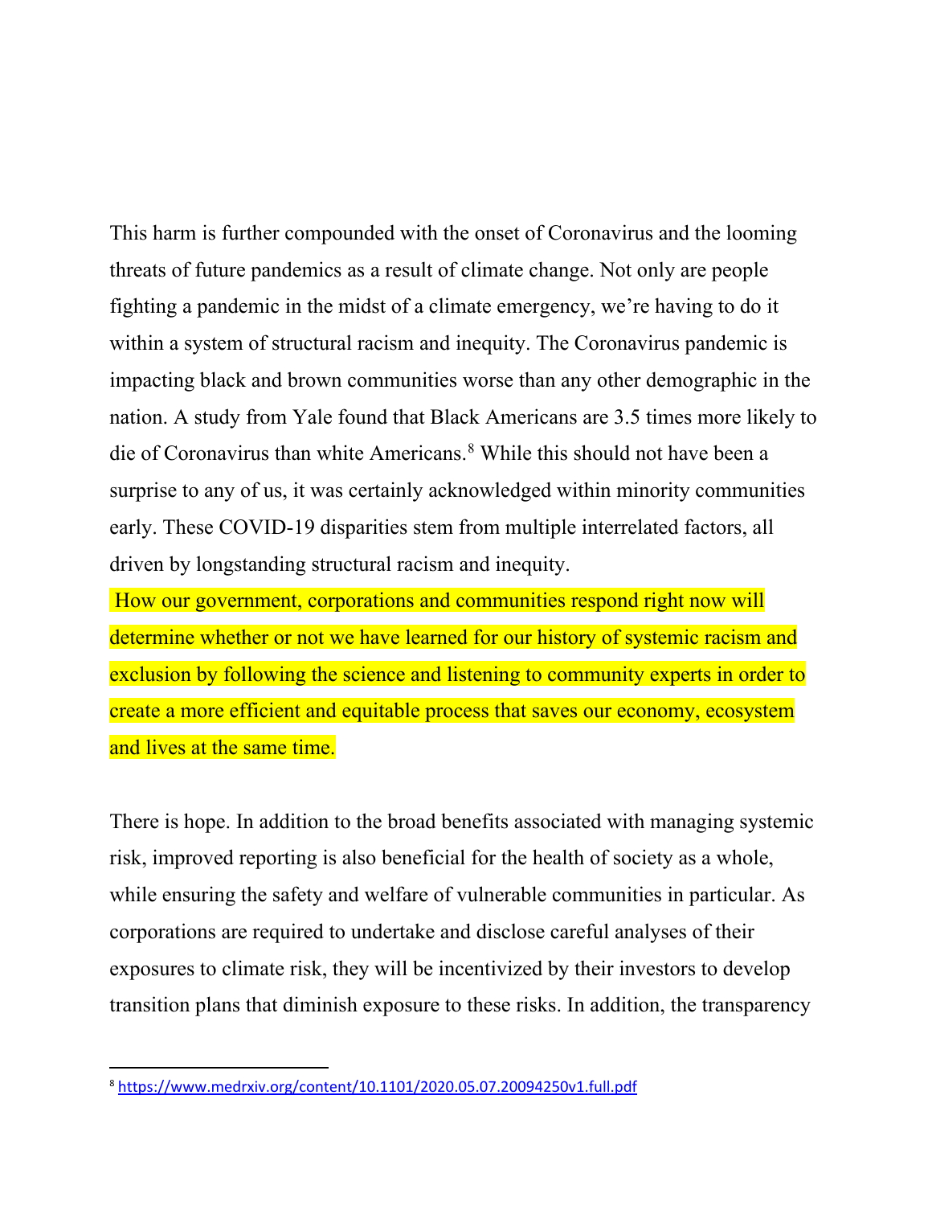This harm is further compounded with the onset of Coronavirus and the looming threats of future pandemics as a result of climate change. Not only are people fighting a pandemic in the midst of a climate emergency, we're having to do it within a system of structural racism and inequity. The Coronavirus pandemic is impacting black and brown communities worse than any other demographic in the nation. A study from Yale found that Black Americans are 3.5 times more likely to die of Coronavirus than white Americans.[8] While this should not have been a surprise to any of us, it was certainly acknowledged within minority communities early. These COVID-19 disparities stem from multiple interrelated factors, all driven by longstanding structural racism and inequity.

How our government, corporations and communities respond right now will determine whether or not we have learned for our history of systemic racism and exclusion by following the science and listening to community experts in order to create a more efficient and equitable process that saves our economy, ecosystem and lives at the same time.

There is hope. In addition to the broad benefits associated with managing systemic risk, improved reporting is also beneficial for the health of society as a whole, while ensuring the safety and welfare of vulnerable communities in particular. As corporations are required to undertake and disclose careful analyses of their exposures to climate risk, they will be incentivized by their investors to develop transition plans that diminish exposure to these risks. In addition, the transparency

---

[8] https://www.medrxiv.org/content/10.1101/2020.05.07.20094250v1.full.pdf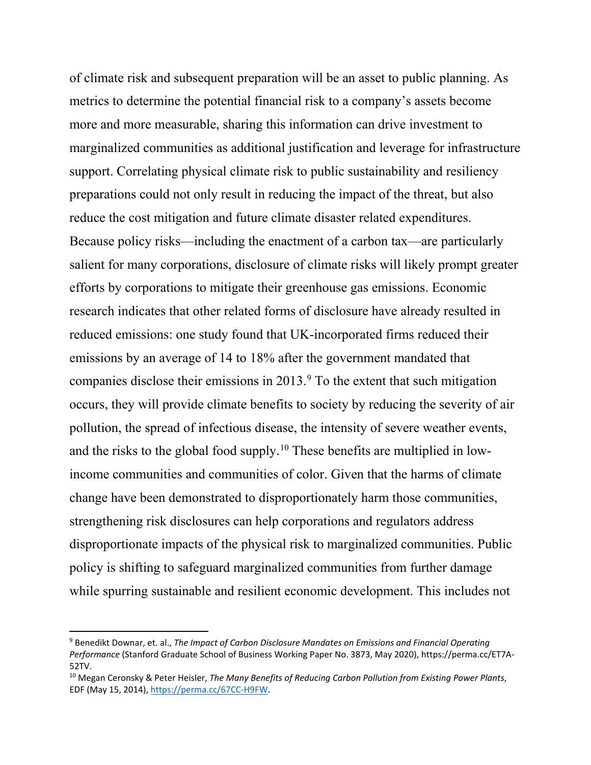of climate risk and subsequent preparation will be an asset to public planning. As metrics to determine the potential financial risk to a company's assets become more and more measurable, sharing this information can drive investment to marginalized communities as additional justification and leverage for infrastructure support. Correlating physical climate risk to public sustainability and resiliency preparations could not only result in reducing the impact of the threat, but also reduce the cost mitigation and future climate disaster related expenditures. Because policy risks—including the enactment of a carbon tax—are particularly salient for many corporations, disclosure of climate risks will likely prompt greater efforts by corporations to mitigate their greenhouse gas emissions. Economic research indicates that other related forms of disclosure have already resulted in reduced emissions: one study found that UK-incorporated firms reduced their emissions by an average of 14 to 18% after the government mandated that companies disclose their emissions in 2013.[9] To the extent that such mitigation occurs, they will provide climate benefits to society by reducing the severity of air pollution, the spread of infectious disease, the intensity of severe weather events, and the risks to the global food supply.[10] These benefits are multiplied in low-income communities and communities of color. Given that the harms of climate change have been demonstrated to disproportionately harm those communities, strengthening risk disclosures can help corporations and regulators address disproportionate impacts of the physical risk to marginalized communities. Public policy is shifting to safeguard marginalized communities from further damage while spurring sustainable and resilient economic development. This includes not

---

[9] Benedikt Downar, et. al., *The Impact of Carbon Disclosure Mandates on Emissions and Financial Operating Performance* (Stanford Graduate School of Business Working Paper No. 3873, May 2020), https://perma.cc/ET7A-52TV.

[10] Megan Ceronsky & Peter Heisler, *The Many Benefits of Reducing Carbon Pollution from Existing Power Plants*, EDF (May 15, 2014), https://perma.cc/67CC-H9FW.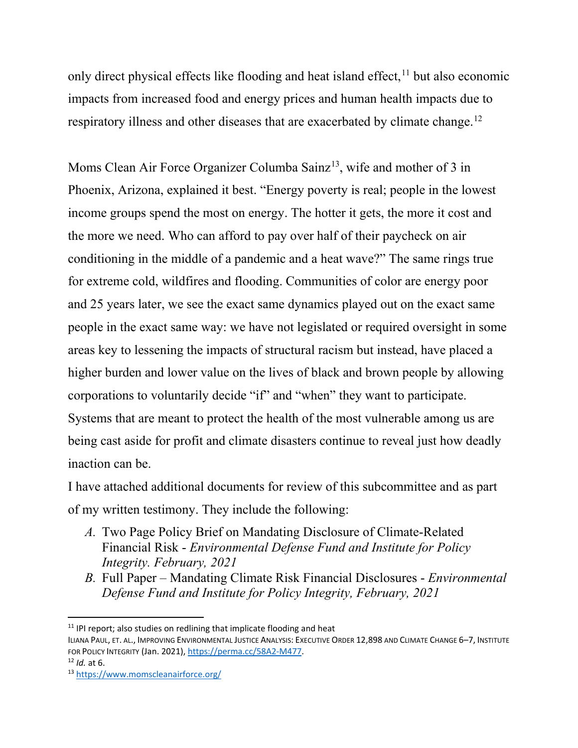only direct physical effects like flooding and heat island effect,[11] but also economic impacts from increased food and energy prices and human health impacts due to respiratory illness and other diseases that are exacerbated by climate change.[12]

Moms Clean Air Force Organizer Columba Sainz[13], wife and mother of 3 in Phoenix, Arizona, explained it best. "Energy poverty is real; people in the lowest income groups spend the most on energy. The hotter it gets, the more it cost and the more we need. Who can afford to pay over half of their paycheck on air conditioning in the middle of a pandemic and a heat wave?" The same rings true for extreme cold, wildfires and flooding. Communities of color are energy poor and 25 years later, we see the exact same dynamics played out on the exact same people in the exact same way: we have not legislated or required oversight in some areas key to lessening the impacts of structural racism but instead, have placed a higher burden and lower value on the lives of black and brown people by allowing corporations to voluntarily decide "if" and "when" they want to participate. Systems that are meant to protect the health of the most vulnerable among us are being cast aside for profit and climate disasters continue to reveal just how deadly inaction can be.

I have attached additional documents for review of this subcommittee and as part of my written testimony. They include the following:

*A.* Two Page Policy Brief on Mandating Disclosure of Climate-Related Financial Risk - *Environmental Defense Fund and Institute for Policy Integrity. February, 2021*

*B.* Full Paper – Mandating Climate Risk Financial Disclosures - *Environmental Defense Fund and Institute for Policy Integrity, February, 2021*

---

[11] IPI report; also studies on redlining that implicate flooding and heat
Iliana Paul, et. al., Improving Environmental Justice Analysis: Executive Order 12,898 and Climate Change 6–7, Institute for Policy Integrity (Jan. 2021), https://perma.cc/58A2-M477.

[12] *Id.* at 6.

[13] https://www.momscleanairforce.org/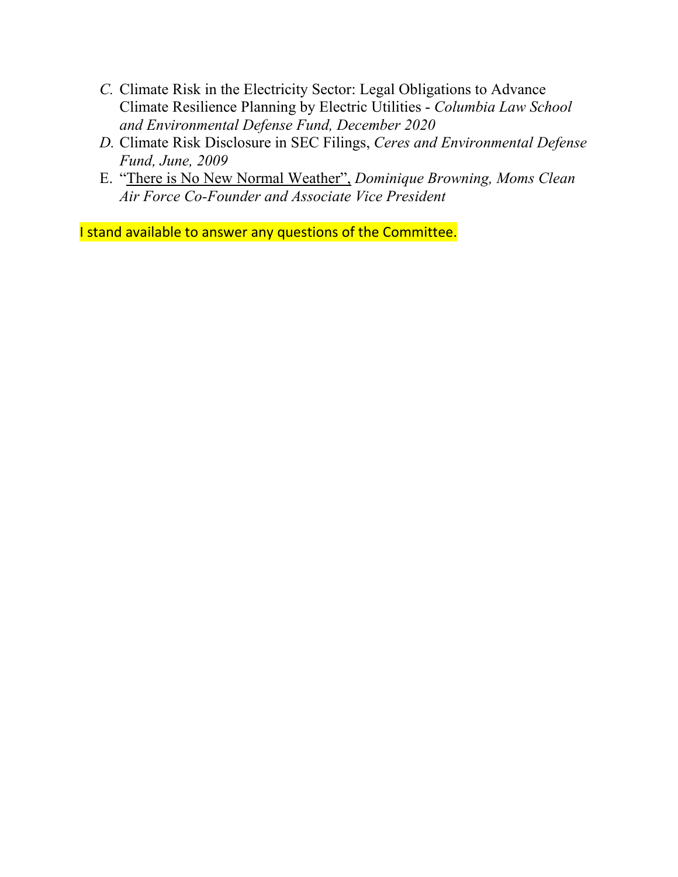C. Climate Risk in the Electricity Sector: Legal Obligations to Advance Climate Resilience Planning by Electric Utilities - *Columbia Law School and Environmental Defense Fund, December 2020*

D. Climate Risk Disclosure in SEC Filings, *Ceres and Environmental Defense Fund, June, 2009*

E. "There is No New Normal Weather", *Dominique Browning, Moms Clean Air Force Co-Founder and Associate Vice President*

I stand available to answer any questions of the Committee.